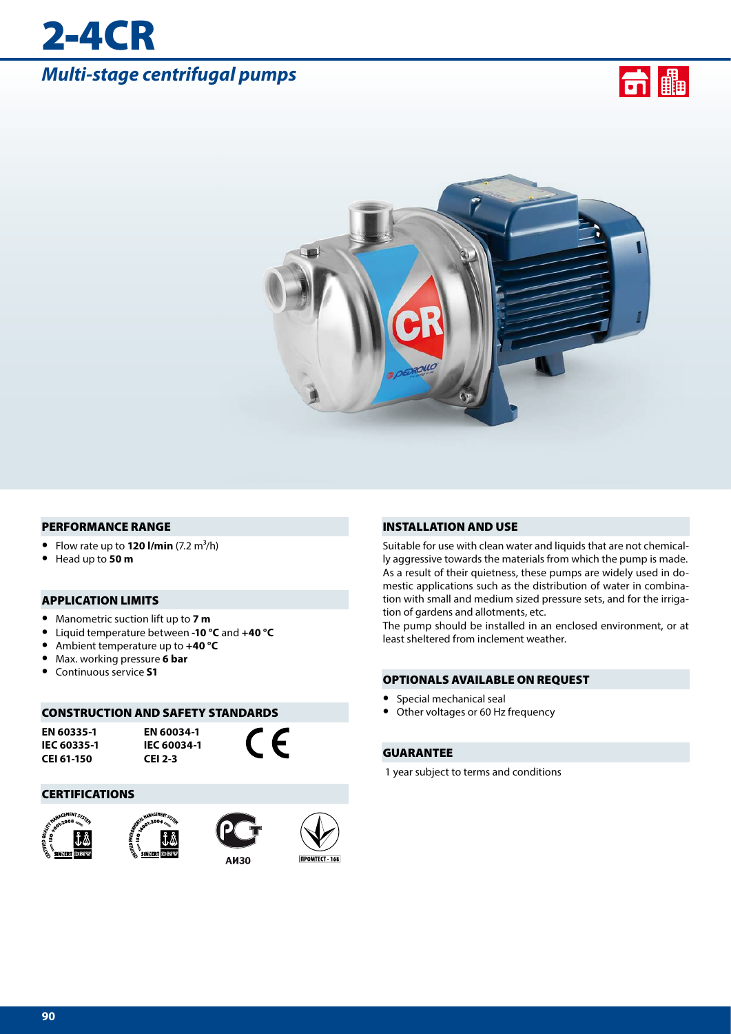# 2-4CR

## *Multi-stage centrifugal pumps*

### PERFORMANCE RANGE

- Flow rate up to **120 l/min** (7.2 $m^3$/h)
- Head up to **50 m**

### APPLICATION LIMITS

- Manometric suction lift up to **7 m**
- Liquid temperature between **-10 °C** and **+40 °C**
- Ambient temperature up to **+40 °C**
- Max. working pressure **6 bar**
- Continuous service **S1**

### CONSTRUCTION AND SAFETY STANDARDS

| | |
|---|---|
| **EN 60335-1** | **EN 60034-1** |
| **IEC 60335-1** | **IEC 60034-1** |
| **CEI 61-150** | **CEI 2-3** |

### CERTIFICATIONS

АИ30

ПРОМТЕСТ - 168

### INSTALLATION AND USE

Suitable for use with clean water and liquids that are not chemically aggressive towards the materials from which the pump is made. As a result of their quietness, these pumps are widely used in domestic applications such as the distribution of water in combination with small and medium sized pressure sets, and for the irrigation of gardens and allotments, etc.
The pump should be installed in an enclosed environment, or at least sheltered from inclement weather.

### OPTIONALS AVAILABLE ON REQUEST

- Special mechanical seal
- Other voltages or 60 Hz frequency

### GUARANTEE

1 year subject to terms and conditions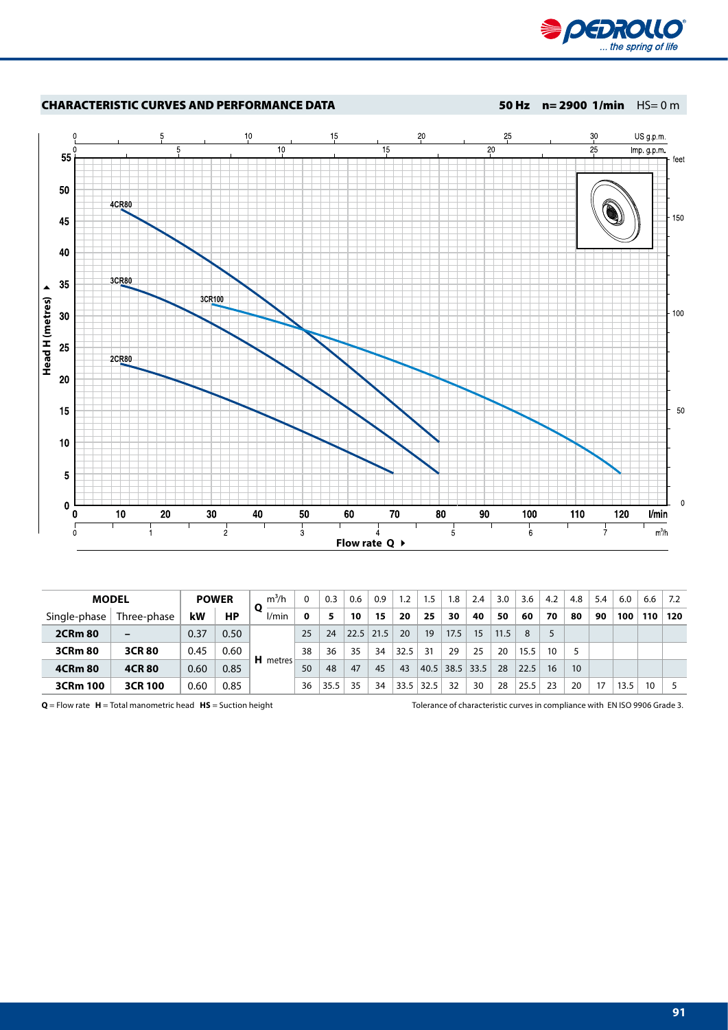## CHARACTERISTIC CURVES AND PERFORMANCE DATA

**50 Hz n= 2900 1/min** HS= 0 m

| MODEL | | POWER | | Q | m³/h | 0 | 0.3 | 0.6 | 0.9 | 1.2 | 1.5 | 1.8 | 2.4 | 3.0 | 3.6 | 4.2 | 4.8 | 5.4 | 6.0 | 6.6 | 7.2 |
|---|---|---|---|---|---|---|---|---|---|---|---|---|---|---|---|---|---|---|---|---|---|
| Single-phase | Three-phase | kW | HP | | l/min | **0** | **5** | **10** | **15** | **20** | **25** | **30** | **40** | **50** | **60** | **70** | **80** | **90** | **100** | **110** | **120** |
| **2CRm 80** | – | 0.37 | 0.50 | **H** metres | | 25 | 24 | 22.5 | 21.5 | 20 | 19 | 17.5 | 15 | 11.5 | 8 | 5 | | | | | |
| **3CRm 80** | **3CR 80** | 0.45 | 0.60 | | | 38 | 36 | 35 | 34 | 32.5 | 31 | 29 | 25 | 20 | 15.5 | 10 | 5 | | | | |
| **4CRm 80** | **4CR 80** | 0.60 | 0.85 | | | 50 | 48 | 47 | 45 | 43 | 40.5 | 38.5 | 33.5 | 28 | 22.5 | 16 | 10 | | | | |
| **3CRm 100** | **3CR 100** | 0.60 | 0.85 | | | 36 | 35.5 | 35 | 34 | 33.5 | 32.5 | 32 | 30 | 28 | 25.5 | 23 | 20 | 17 | 13.5 | 10 | 5 |

**Q** = Flow rate **H** = Total manometric head **HS** = Suction height

Tolerance of characteristic curves in compliance with EN ISO 9906 Grade 3.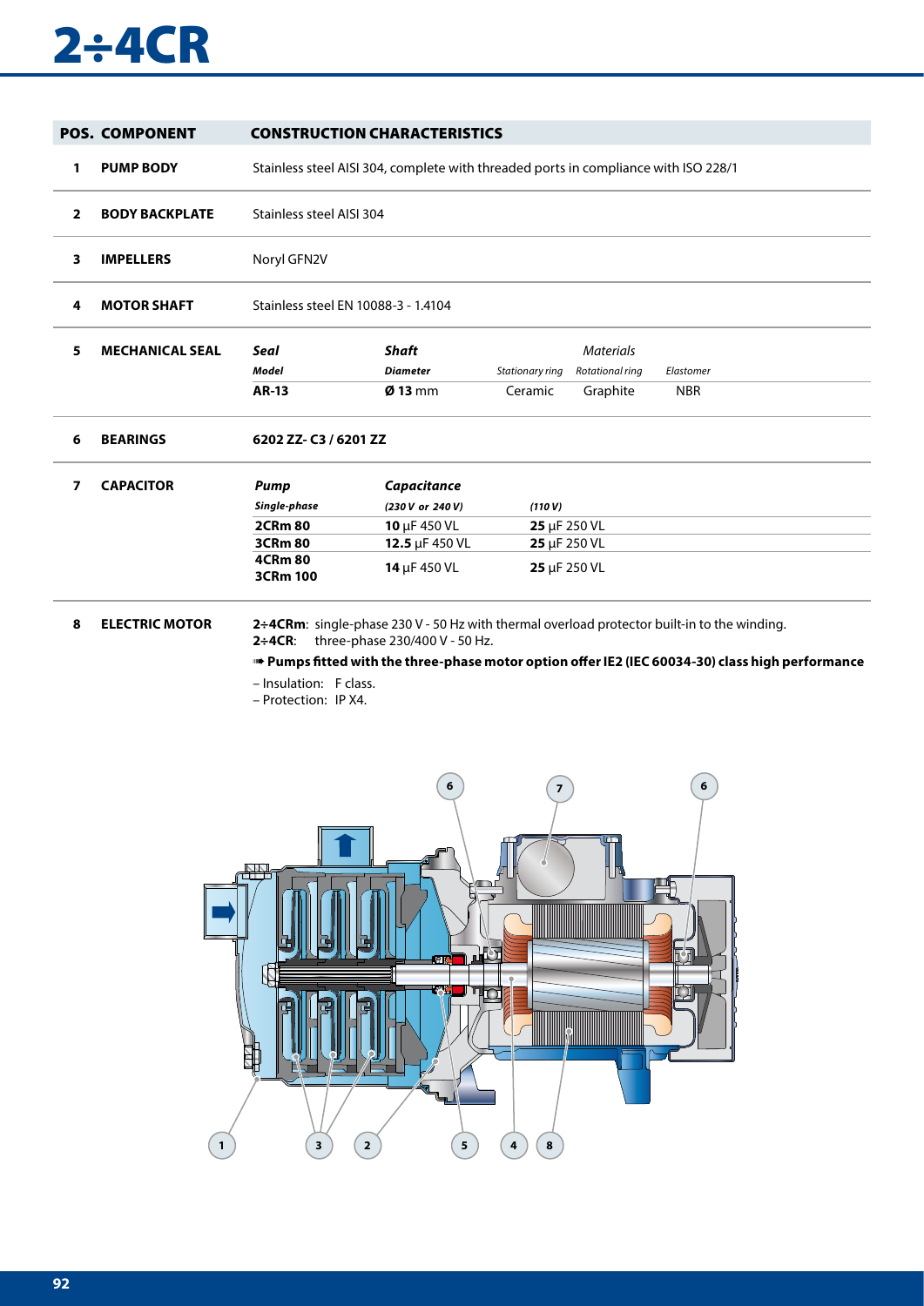# 2÷4CR

| POS. | COMPONENT | CONSTRUCTION CHARACTERISTICS |
|---|---|---|
| 1 | **PUMP BODY** | Stainless steel AISI 304, complete with threaded ports in compliance with ISO 228/1 |
| 2 | **BODY BACKPLATE** | Stainless steel AISI 304 |
| 3 | **IMPELLERS** | Noryl GFN2V |
| 4 | **MOTOR SHAFT** | Stainless steel EN 10088-3 - 1.4104 |
| 5 | **MECHANICAL SEAL** | see table below |
| 6 | **BEARINGS** | **6202 ZZ- C3 / 6201 ZZ** |
| 7 | **CAPACITOR** | see table below |
| 8 | **ELECTRIC MOTOR** | see text below |

**5 MECHANICAL SEAL**

| *Seal Model* | *Shaft Diameter* | *Materials* Stationary ring | Rotational ring | Elastomer |
|---|---|---|---|---|
| **AR-13** | **Ø 13** mm | Ceramic | Graphite | NBR |

**7 CAPACITOR**

| *Pump* Single-phase | *Capacitance* (230 V or 240 V) | (110 V) |
|---|---|---|
| **2CRm 80** | **10** µF 450 VL | **25** µF 250 VL |
| **3CRm 80** | **12.5** µF 450 VL | **25** µF 250 VL |
| **4CRm 80** **3CRm 100** | **14** µF 450 VL | **25** µF 250 VL |

**8 ELECTRIC MOTOR**

**2÷4CRm**: single-phase 230 V - 50 Hz with thermal overload protector built-in to the winding.
**2÷4CR**: three-phase 230/400 V - 50 Hz.

➠ **Pumps fitted with the three-phase motor option offer IE2 (IEC 60034-30) class high performance**

– Insulation: F class.
– Protection: IP X4.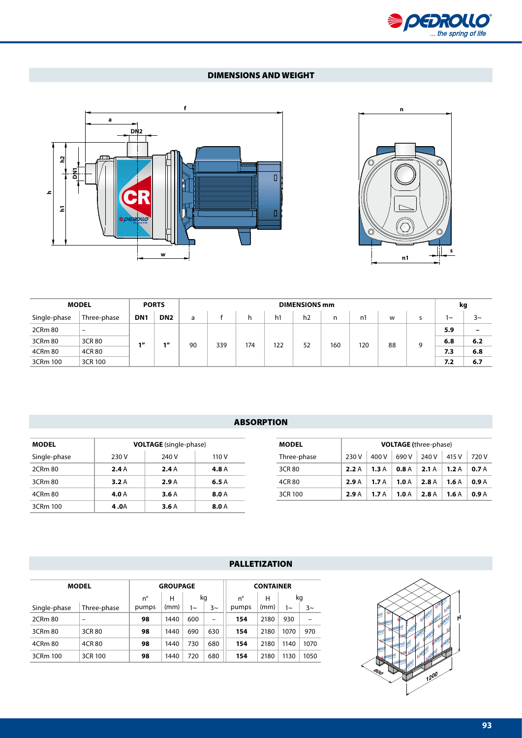## DIMENSIONS AND WEIGHT

| MODEL | | PORTS | | DIMENSIONS mm | | | | | | | | | kg | |
|---|---|---|---|---|---|---|---|---|---|---|---|---|---|---|
| Single-phase | Three-phase | DN1 | DN2 | a | f | h | h1 | h2 | n | n1 | w | s | 1~ | 3~ |
| 2CRm 80 | – | 1" | 1" | 90 | 339 | 174 | 122 | 52 | 160 | 120 | 88 | 9 | **5.9** | **–** |
| 3CRm 80 | 3CR 80 | | | | | | | | | | | | **6.8** | **6.2** |
| 4CRm 80 | 4CR 80 | | | | | | | | | | | | **7.3** | **6.8** |
| 3CRm 100 | 3CR 100 | | | | | | | | | | | | **7.2** | **6.7** |

## ABSORPTION

| MODEL | VOLTAGE (single-phase) | | |
|---|---|---|---|
| Single-phase | 230 V | 240 V | 110 V |
| 2CRm 80 | **2.4** A | **2.4** A | **4.8** A |
| 3CRm 80 | **3.2** A | **2.9** A | **6.5** A |
| 4CRm 80 | **4.0** A | **3.6** A | **8.0** A |
| 3CRm 100 | **4 .0**A | **3.6** A | **8.0** A |

| MODEL | VOLTAGE (three-phase) | | | | | |
|---|---|---|---|---|---|---|
| Three-phase | 230 V | 400 V | 690 V | 240 V | 415 V | 720 V |
| 3CR 80 | **2.2** A | **1.3** A | **0.8** A | **2.1** A | **1.2** A | **0.7** A |
| 4CR 80 | **2.9** A | **1.7** A | **1.0** A | **2.8** A | **1.6** A | **0.9** A |
| 3CR 100 | **2.9** A | **1.7** A | **1.0** A | **2.8** A | **1.6** A | **0.9** A |

## PALLETIZATION

| MODEL | | GROUPAGE | | | | CONTAINER | | | |
|---|---|---|---|---|---|---|---|---|---|
| | | n° | H | kg | | n° | H | kg | |
| Single-phase | Three-phase | pumps | (mm) | 1~ | 3~ | pumps | (mm) | 1~ | 3~ |
| 2CRm 80 | – | **98** | 1440 | 600 | – | **154** | 2180 | 930 | – |
| 3CRm 80 | 3CR 80 | **98** | 1440 | 690 | 630 | **154** | 2180 | 1070 | 970 |
| 4CRm 80 | 4CR 80 | **98** | 1440 | 730 | 680 | **154** | 2180 | 1140 | 1070 |
| 3CRm 100 | 3CR 100 | **98** | 1440 | 720 | 680 | **154** | 2180 | 1130 | 1050 |